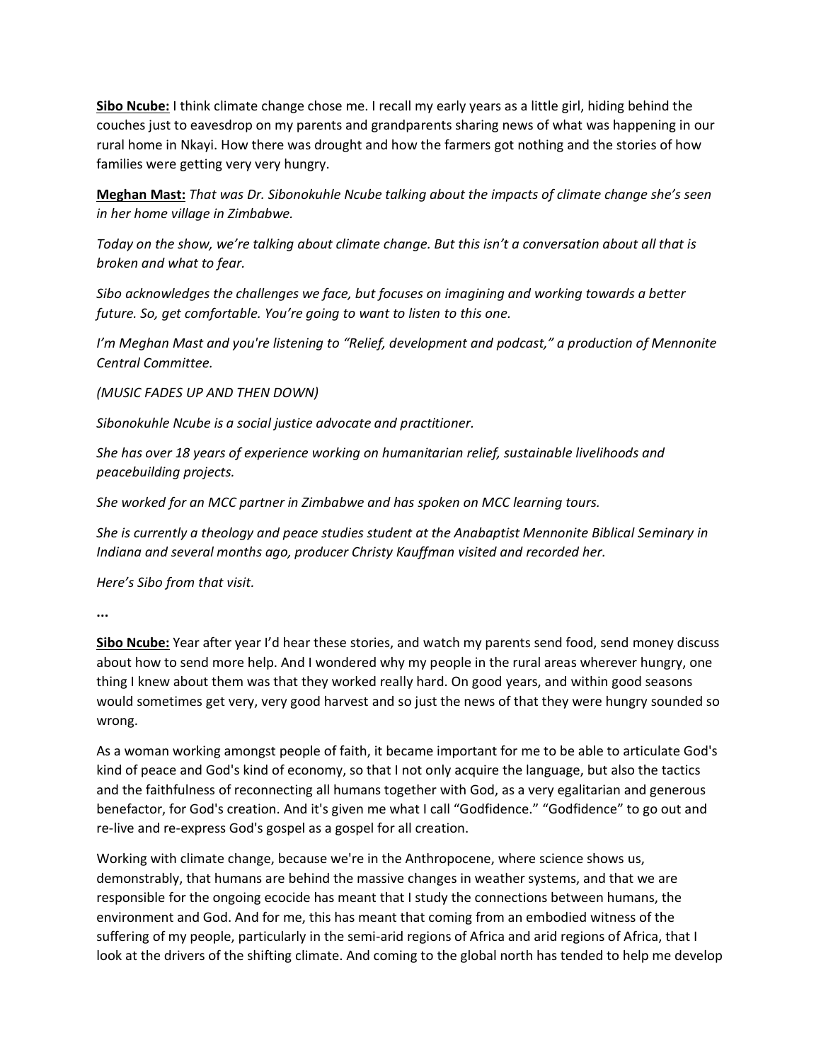**<u>Sibo Ncube:</u>** I think climate change chose me. I recall my early years as a little girl, hiding behind the couches just to eavesdrop on my parents and grandparents sharing news of what was happening in our rural home in Nkayi. How there was drought and how the farmers got nothing and the stories of how families were getting very very hungry.

**<u>Meghan Mast:</u>** *That was Dr. Sibonokuhle Ncube talking about the impacts of climate change she's seen in her home village in Zimbabwe.*

*Today on the show, we're talking about climate change. But this isn't a conversation about all that is broken and what to fear.*

*Sibo acknowledges the challenges we face, but focuses on imagining and working towards a better future. So, get comfortable. You're going to want to listen to this one.*

*I'm Meghan Mast and you're listening to "Relief, development and podcast," a production of Mennonite Central Committee.*

*(MUSIC FADES UP AND THEN DOWN)*

*Sibonokuhle Ncube is a social justice advocate and practitioner.*

*She has over 18 years of experience working on humanitarian relief, sustainable livelihoods and peacebuilding projects.*

*She worked for an MCC partner in Zimbabwe and has spoken on MCC learning tours.*

*She is currently a theology and peace studies student at the Anabaptist Mennonite Biblical Seminary in Indiana and several months ago, producer Christy Kauffman visited and recorded her.*

*Here's Sibo from that visit.*

**...**

**<u>Sibo Ncube:</u>** Year after year I'd hear these stories, and watch my parents send food, send money discuss about how to send more help. And I wondered why my people in the rural areas wherever hungry, one thing I knew about them was that they worked really hard. On good years, and within good seasons would sometimes get very, very good harvest and so just the news of that they were hungry sounded so wrong.

As a woman working amongst people of faith, it became important for me to be able to articulate God's kind of peace and God's kind of economy, so that I not only acquire the language, but also the tactics and the faithfulness of reconnecting all humans together with God, as a very egalitarian and generous benefactor, for God's creation. And it's given me what I call "Godfidence." "Godfidence" to go out and re-live and re-express God's gospel as a gospel for all creation.

Working with climate change, because we're in the Anthropocene, where science shows us, demonstrably, that humans are behind the massive changes in weather systems, and that we are responsible for the ongoing ecocide has meant that I study the connections between humans, the environment and God. And for me, this has meant that coming from an embodied witness of the suffering of my people, particularly in the semi-arid regions of Africa and arid regions of Africa, that I look at the drivers of the shifting climate. And coming to the global north has tended to help me develop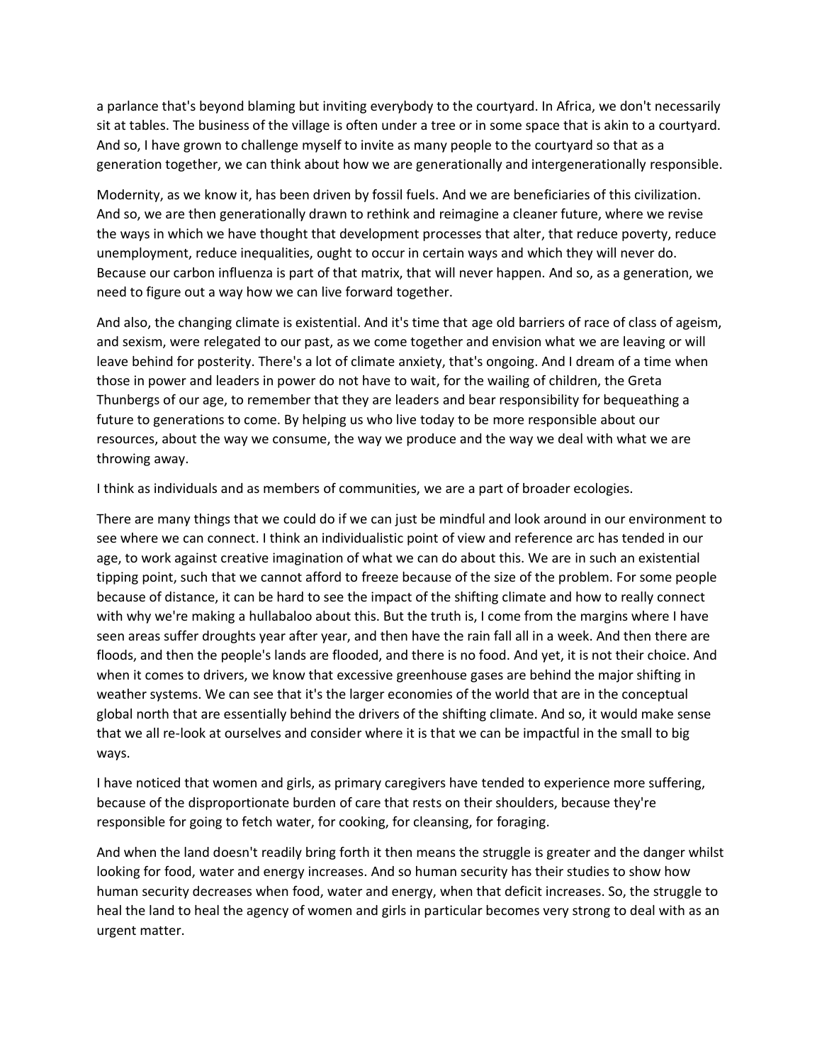a parlance that's beyond blaming but inviting everybody to the courtyard. In Africa, we don't necessarily sit at tables. The business of the village is often under a tree or in some space that is akin to a courtyard. And so, I have grown to challenge myself to invite as many people to the courtyard so that as a generation together, we can think about how we are generationally and intergenerationally responsible.

Modernity, as we know it, has been driven by fossil fuels. And we are beneficiaries of this civilization. And so, we are then generationally drawn to rethink and reimagine a cleaner future, where we revise the ways in which we have thought that development processes that alter, that reduce poverty, reduce unemployment, reduce inequalities, ought to occur in certain ways and which they will never do. Because our carbon influenza is part of that matrix, that will never happen. And so, as a generation, we need to figure out a way how we can live forward together.

And also, the changing climate is existential. And it's time that age old barriers of race of class of ageism, and sexism, were relegated to our past, as we come together and envision what we are leaving or will leave behind for posterity. There's a lot of climate anxiety, that's ongoing. And I dream of a time when those in power and leaders in power do not have to wait, for the wailing of children, the Greta Thunbergs of our age, to remember that they are leaders and bear responsibility for bequeathing a future to generations to come. By helping us who live today to be more responsible about our resources, about the way we consume, the way we produce and the way we deal with what we are throwing away.

I think as individuals and as members of communities, we are a part of broader ecologies.

There are many things that we could do if we can just be mindful and look around in our environment to see where we can connect. I think an individualistic point of view and reference arc has tended in our age, to work against creative imagination of what we can do about this. We are in such an existential tipping point, such that we cannot afford to freeze because of the size of the problem. For some people because of distance, it can be hard to see the impact of the shifting climate and how to really connect with why we're making a hullabaloo about this. But the truth is, I come from the margins where I have seen areas suffer droughts year after year, and then have the rain fall all in a week. And then there are floods, and then the people's lands are flooded, and there is no food. And yet, it is not their choice. And when it comes to drivers, we know that excessive greenhouse gases are behind the major shifting in weather systems. We can see that it's the larger economies of the world that are in the conceptual global north that are essentially behind the drivers of the shifting climate. And so, it would make sense that we all re-look at ourselves and consider where it is that we can be impactful in the small to big ways.

I have noticed that women and girls, as primary caregivers have tended to experience more suffering, because of the disproportionate burden of care that rests on their shoulders, because they're responsible for going to fetch water, for cooking, for cleansing, for foraging.

And when the land doesn't readily bring forth it then means the struggle is greater and the danger whilst looking for food, water and energy increases. And so human security has their studies to show how human security decreases when food, water and energy, when that deficit increases. So, the struggle to heal the land to heal the agency of women and girls in particular becomes very strong to deal with as an urgent matter.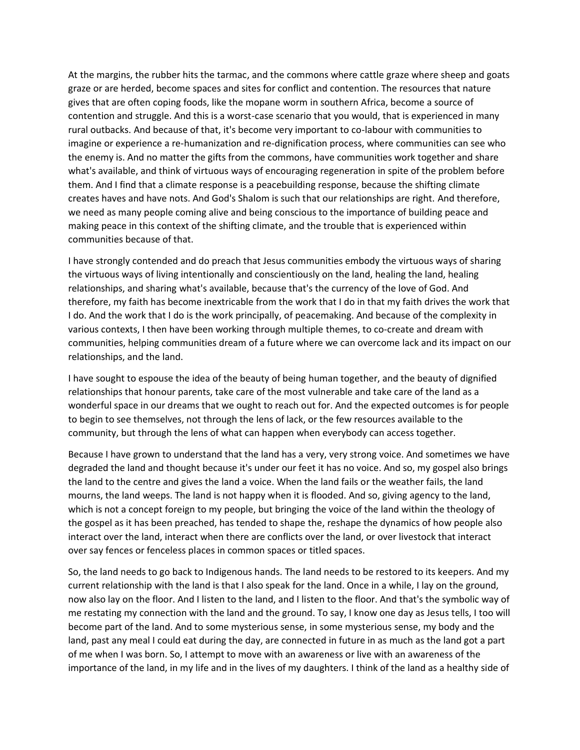At the margins, the rubber hits the tarmac, and the commons where cattle graze where sheep and goats graze or are herded, become spaces and sites for conflict and contention. The resources that nature gives that are often coping foods, like the mopane worm in southern Africa, become a source of contention and struggle. And this is a worst-case scenario that you would, that is experienced in many rural outbacks. And because of that, it's become very important to co-labour with communities to imagine or experience a re-humanization and re-dignification process, where communities can see who the enemy is. And no matter the gifts from the commons, have communities work together and share what's available, and think of virtuous ways of encouraging regeneration in spite of the problem before them. And I find that a climate response is a peacebuilding response, because the shifting climate creates haves and have nots. And God's Shalom is such that our relationships are right. And therefore, we need as many people coming alive and being conscious to the importance of building peace and making peace in this context of the shifting climate, and the trouble that is experienced within communities because of that.

I have strongly contended and do preach that Jesus communities embody the virtuous ways of sharing the virtuous ways of living intentionally and conscientiously on the land, healing the land, healing relationships, and sharing what's available, because that's the currency of the love of God. And therefore, my faith has become inextricable from the work that I do in that my faith drives the work that I do. And the work that I do is the work principally, of peacemaking. And because of the complexity in various contexts, I then have been working through multiple themes, to co-create and dream with communities, helping communities dream of a future where we can overcome lack and its impact on our relationships, and the land.

I have sought to espouse the idea of the beauty of being human together, and the beauty of dignified relationships that honour parents, take care of the most vulnerable and take care of the land as a wonderful space in our dreams that we ought to reach out for. And the expected outcomes is for people to begin to see themselves, not through the lens of lack, or the few resources available to the community, but through the lens of what can happen when everybody can access together.

Because I have grown to understand that the land has a very, very strong voice. And sometimes we have degraded the land and thought because it's under our feet it has no voice. And so, my gospel also brings the land to the centre and gives the land a voice. When the land fails or the weather fails, the land mourns, the land weeps. The land is not happy when it is flooded. And so, giving agency to the land, which is not a concept foreign to my people, but bringing the voice of the land within the theology of the gospel as it has been preached, has tended to shape the, reshape the dynamics of how people also interact over the land, interact when there are conflicts over the land, or over livestock that interact over say fences or fenceless places in common spaces or titled spaces.

So, the land needs to go back to Indigenous hands. The land needs to be restored to its keepers. And my current relationship with the land is that I also speak for the land. Once in a while, I lay on the ground, now also lay on the floor. And I listen to the land, and I listen to the floor. And that's the symbolic way of me restating my connection with the land and the ground. To say, I know one day as Jesus tells, I too will become part of the land. And to some mysterious sense, in some mysterious sense, my body and the land, past any meal I could eat during the day, are connected in future in as much as the land got a part of me when I was born. So, I attempt to move with an awareness or live with an awareness of the importance of the land, in my life and in the lives of my daughters. I think of the land as a healthy side of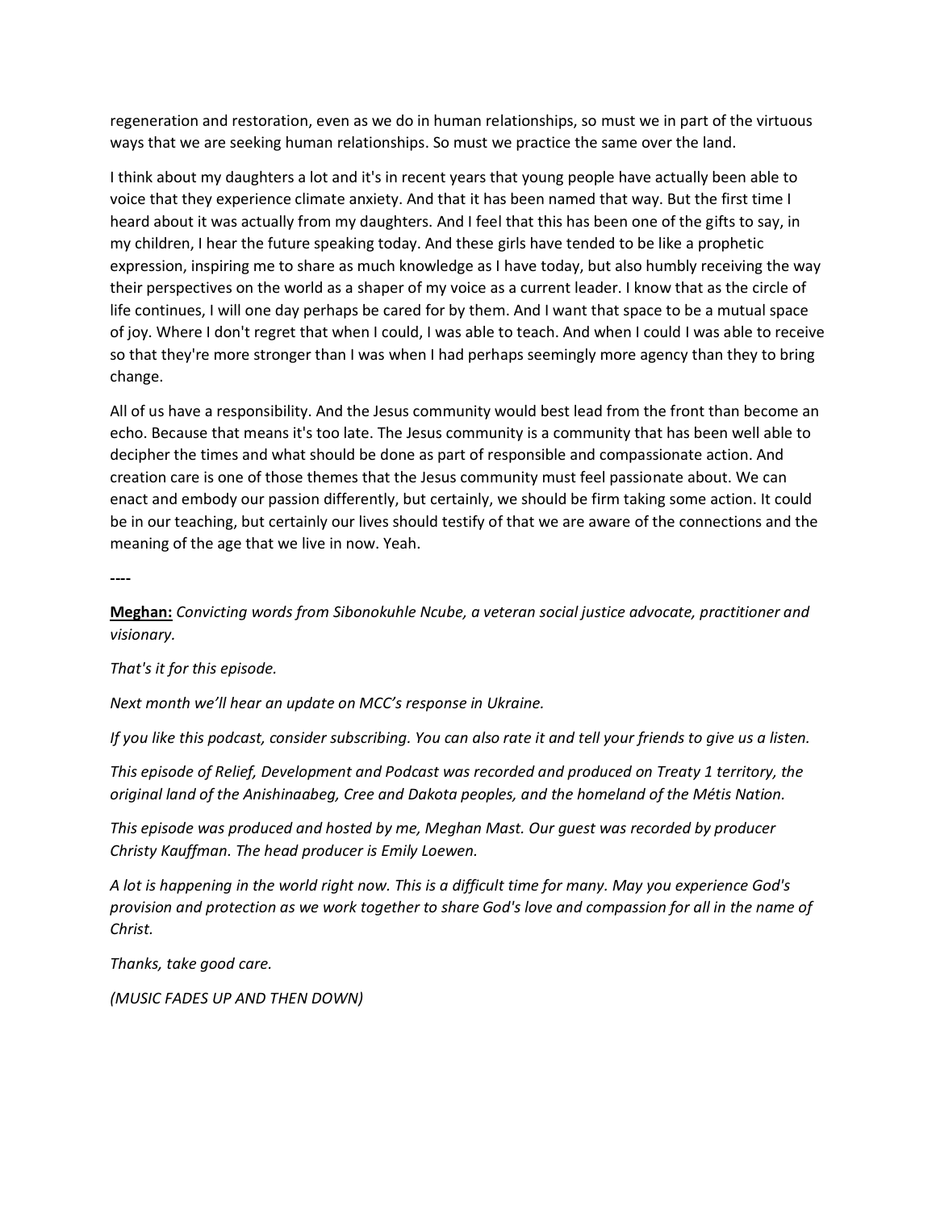regeneration and restoration, even as we do in human relationships, so must we in part of the virtuous ways that we are seeking human relationships. So must we practice the same over the land.

I think about my daughters a lot and it's in recent years that young people have actually been able to voice that they experience climate anxiety. And that it has been named that way. But the first time I heard about it was actually from my daughters. And I feel that this has been one of the gifts to say, in my children, I hear the future speaking today. And these girls have tended to be like a prophetic expression, inspiring me to share as much knowledge as I have today, but also humbly receiving the way their perspectives on the world as a shaper of my voice as a current leader. I know that as the circle of life continues, I will one day perhaps be cared for by them. And I want that space to be a mutual space of joy. Where I don't regret that when I could, I was able to teach. And when I could I was able to receive so that they're more stronger than I was when I had perhaps seemingly more agency than they to bring change.

All of us have a responsibility. And the Jesus community would best lead from the front than become an echo. Because that means it's too late. The Jesus community is a community that has been well able to decipher the times and what should be done as part of responsible and compassionate action. And creation care is one of those themes that the Jesus community must feel passionate about. We can enact and embody our passion differently, but certainly, we should be firm taking some action. It could be in our teaching, but certainly our lives should testify of that we are aware of the connections and the meaning of the age that we live in now. Yeah.

----

**Meghan:** *Convicting words from Sibonokuhle Ncube, a veteran social justice advocate, practitioner and visionary.*

*That's it for this episode.*

*Next month we'll hear an update on MCC's response in Ukraine.*

*If you like this podcast, consider subscribing. You can also rate it and tell your friends to give us a listen.*

*This episode of Relief, Development and Podcast was recorded and produced on Treaty 1 territory, the original land of the Anishinaabeg, Cree and Dakota peoples, and the homeland of the Métis Nation.*

*This episode was produced and hosted by me, Meghan Mast. Our guest was recorded by producer Christy Kauffman. The head producer is Emily Loewen.*

*A lot is happening in the world right now. This is a difficult time for many. May you experience God's provision and protection as we work together to share God's love and compassion for all in the name of Christ.*

*Thanks, take good care.*

*(MUSIC FADES UP AND THEN DOWN)*